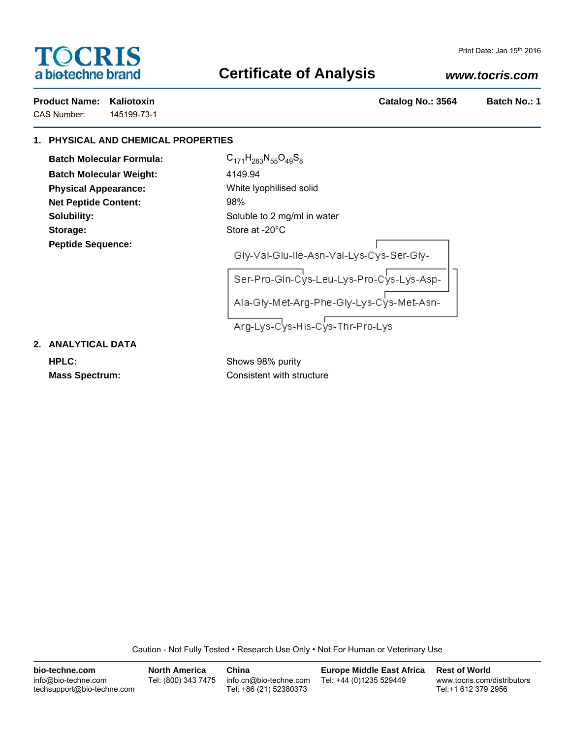**TOCRIS**
a bio-techne brand

Print Date: Jan 15th 2016

# Certificate of Analysis

***www.tocris.com***

**Product Name: Kaliotoxin** **Catalog No.: 3564** **Batch No.: 1**

CAS Number: 145199-73-1

## 1. PHYSICAL AND CHEMICAL PROPERTIES

**Batch Molecular Formula:** $C_{171}H_{283}N_{55}O_{49}S_8$

**Batch Molecular Weight:** 4149.94

**Physical Appearance:** White lyophilised solid

**Net Peptide Content:** 98%

**Solubility:** Soluble to 2 mg/ml in water

**Storage:** Store at -20°C

**Peptide Sequence:**

Gly-Val-Glu-Ile-Asn-Val-Lys-Cys-Ser-Gly-
Ser-Pro-Gln-Cys-Leu-Lys-Pro-Cys-Lys-Asp-
Ala-Gly-Met-Arg-Phe-Gly-Lys-Cys-Met-Asn-
Arg-Lys-Cys-His-Cys-Thr-Pro-Lys

## 2. ANALYTICAL DATA

**HPLC:** Shows 98% purity

**Mass Spectrum:** Consistent with structure

Caution - Not Fully Tested • Research Use Only • Not For Human or Veterinary Use

**bio-techne.com**
info@bio-techne.com
techsupport@bio-techne.com

**North America**
Tel: (800) 343 7475

**China**
info.cn@bio-techne.com
Tel: +86 (21) 52380373

**Europe Middle East Africa**
Tel: +44 (0)1235 529449

**Rest of World**
www.tocris.com/distributors
Tel:+1 612 379 2956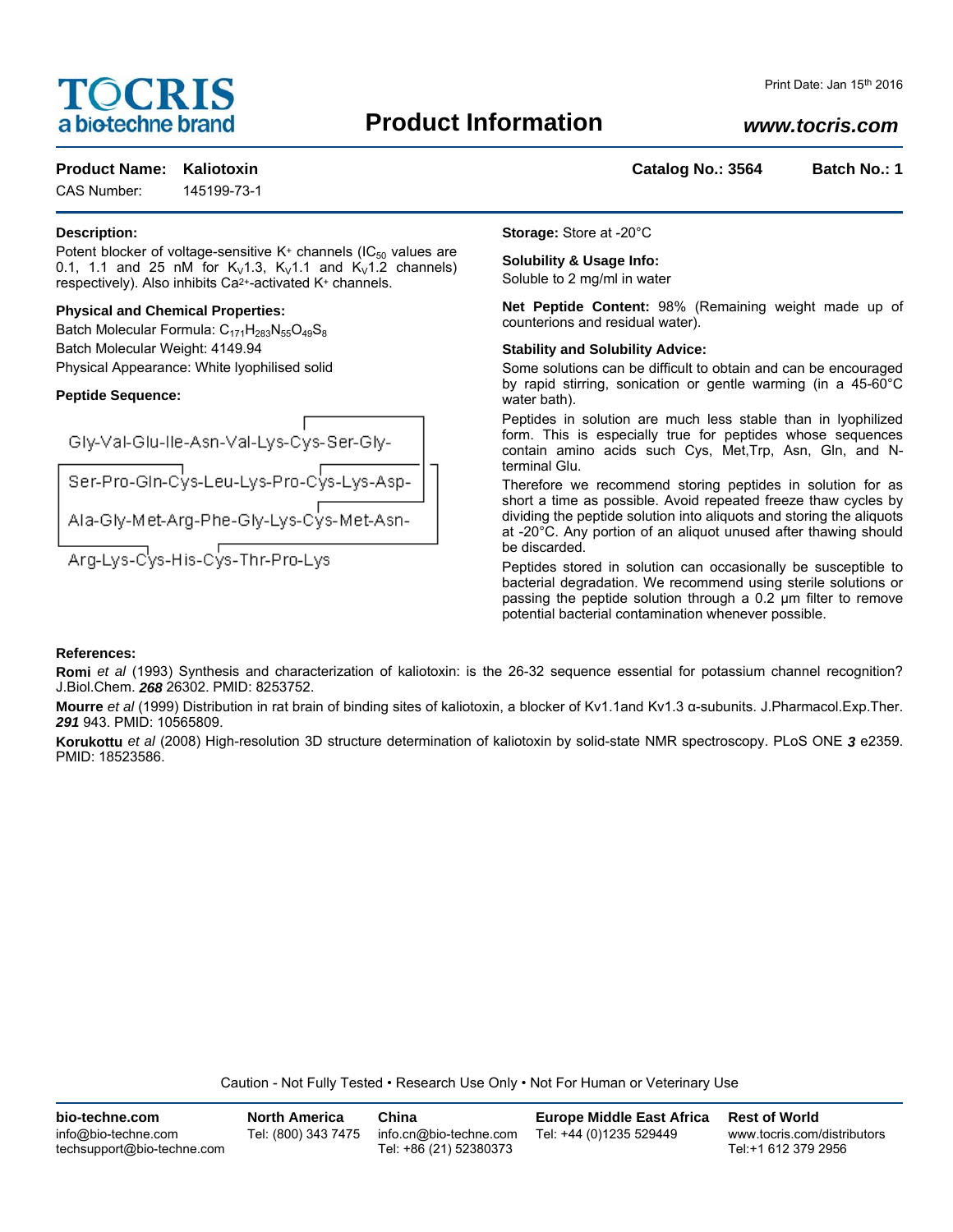# Product Information

www.tocris.com

Print Date: Jan 15th 2016

**Product Name:** **Kaliotoxin** **Catalog No.: 3564** **Batch No.: 1**

CAS Number: 145199-73-1

### Description:

Potent blocker of voltage-sensitive $K^+$ channels ($IC_{50}$ values are 0.1, 1.1 and 25 nM for $K_V1.3$, $K_V1.1$ and $K_V1.2$ channels) respectively). Also inhibits $Ca^{2+}$-activated $K^+$ channels.

### Physical and Chemical Properties:

Batch Molecular Formula: $C_{171}H_{283}N_{55}O_{49}S_8$

Batch Molecular Weight: 4149.94

Physical Appearance: White lyophilised solid

### Peptide Sequence:

Gly-Val-Glu-Ile-Asn-Val-Lys-Cys-Ser-Gly-

Ser-Pro-Gln-Cys-Leu-Lys-Pro-Cys-Lys-Asp-

Ala-Gly-Met-Arg-Phe-Gly-Lys-Cys-Met-Asn-

Arg-Lys-Cys-His-Cys-Thr-Pro-Lys

**Storage:** Store at -20°C

### Solubility & Usage Info:

Soluble to 2 mg/ml in water

**Net Peptide Content:** 98% (Remaining weight made up of counterions and residual water).

### Stability and Solubility Advice:

Some solutions can be difficult to obtain and can be encouraged by rapid stirring, sonication or gentle warming (in a 45-60°C water bath).

Peptides in solution are much less stable than in lyophilized form. This is especially true for peptides whose sequences contain amino acids such as Cys, Met,Trp, Asn, Gln, and N-terminal Glu.

Therefore we recommend storing peptides in solution for as short a time as possible. Avoid repeated freeze thaw cycles by dividing the peptide solution into aliquots and storing the aliquots at -20°C. Any portion of an aliquot unused after thawing should be discarded.

Peptides stored in solution can occasionally be susceptible to bacterial degradation. We recommend using sterile solutions or passing the peptide solution through a 0.2 µm filter to remove potential bacterial contamination whenever possible.

### References:

**Romi** *et al* (1993) Synthesis and characterization of kaliotoxin: is the 26-32 sequence essential for potassium channel recognition? J.Biol.Chem. ***268*** 26302. PMID: 8253752.

**Mourre** *et al* (1999) Distribution in rat brain of binding sites of kaliotoxin, a blocker of Kv1.1and Kv1.3 α-subunits. J.Pharmacol.Exp.Ther. ***291*** 943. PMID: 10565809.

**Korukottu** *et al* (2008) High-resolution 3D structure determination of kaliotoxin by solid-state NMR spectroscopy. PLoS ONE ***3*** e2359. PMID: 18523586.

Caution - Not Fully Tested • Research Use Only • Not For Human or Veterinary Use

**bio-techne.com**
info@bio-techne.com
techsupport@bio-techne.com

**North America**
Tel: (800) 343 7475

**China**
info.cn@bio-techne.com
Tel: +86 (21) 52380373

**Europe Middle East Africa**
Tel: +44 (0)1235 529449

**Rest of World**
www.tocris.com/distributors
Tel:+1 612 379 2956